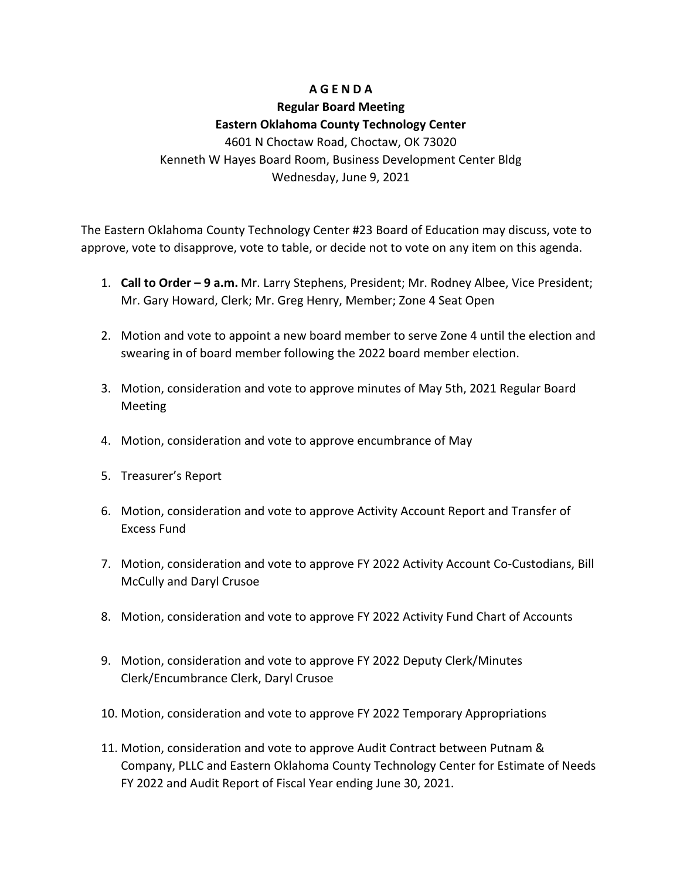# A G E N D A

## Regular Board Meeting

## Eastern Oklahoma County Technology Center

4601 N Choctaw Road, Choctaw, OK 73020
Kenneth W Hayes Board Room, Business Development Center Bldg
Wednesday, June 9, 2021

The Eastern Oklahoma County Technology Center #23 Board of Education may discuss, vote to approve, vote to disapprove, vote to table, or decide not to vote on any item on this agenda.

1. **Call to Order – 9 a.m.** Mr. Larry Stephens, President; Mr. Rodney Albee, Vice President; Mr. Gary Howard, Clerk; Mr. Greg Henry, Member; Zone 4 Seat Open

2. Motion and vote to appoint a new board member to serve Zone 4 until the election and swearing in of board member following the 2022 board member election.

3. Motion, consideration and vote to approve minutes of May 5th, 2021 Regular Board Meeting

4. Motion, consideration and vote to approve encumbrance of May

5. Treasurer's Report

6. Motion, consideration and vote to approve Activity Account Report and Transfer of Excess Fund

7. Motion, consideration and vote to approve FY 2022 Activity Account Co-Custodians, Bill McCully and Daryl Crusoe

8. Motion, consideration and vote to approve FY 2022 Activity Fund Chart of Accounts

9. Motion, consideration and vote to approve FY 2022 Deputy Clerk/Minutes Clerk/Encumbrance Clerk, Daryl Crusoe

10. Motion, consideration and vote to approve FY 2022 Temporary Appropriations

11. Motion, consideration and vote to approve Audit Contract between Putnam & Company, PLLC and Eastern Oklahoma County Technology Center for Estimate of Needs FY 2022 and Audit Report of Fiscal Year ending June 30, 2021.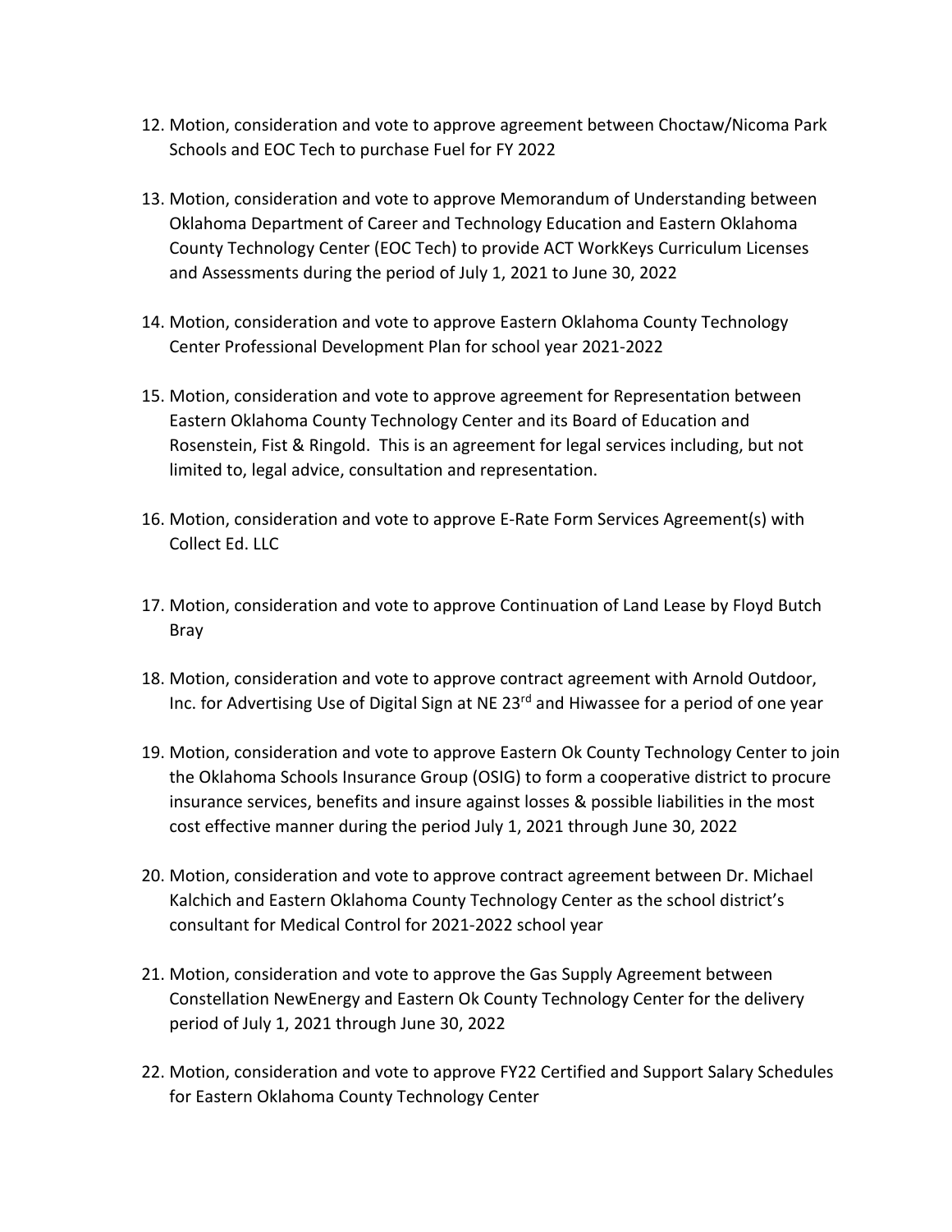12. Motion, consideration and vote to approve agreement between Choctaw/Nicoma Park Schools and EOC Tech to purchase Fuel for FY 2022

13. Motion, consideration and vote to approve Memorandum of Understanding between Oklahoma Department of Career and Technology Education and Eastern Oklahoma County Technology Center (EOC Tech) to provide ACT WorkKeys Curriculum Licenses and Assessments during the period of July 1, 2021 to June 30, 2022

14. Motion, consideration and vote to approve Eastern Oklahoma County Technology Center Professional Development Plan for school year 2021-2022

15. Motion, consideration and vote to approve agreement for Representation between Eastern Oklahoma County Technology Center and its Board of Education and Rosenstein, Fist & Ringold. This is an agreement for legal services including, but not limited to, legal advice, consultation and representation.

16. Motion, consideration and vote to approve E-Rate Form Services Agreement(s) with Collect Ed. LLC

17. Motion, consideration and vote to approve Continuation of Land Lease by Floyd Butch Bray

18. Motion, consideration and vote to approve contract agreement with Arnold Outdoor, Inc. for Advertising Use of Digital Sign at NE 23rd and Hiwassee for a period of one year

19. Motion, consideration and vote to approve Eastern Ok County Technology Center to join the Oklahoma Schools Insurance Group (OSIG) to form a cooperative district to procure insurance services, benefits and insure against losses & possible liabilities in the most cost effective manner during the period July 1, 2021 through June 30, 2022

20. Motion, consideration and vote to approve contract agreement between Dr. Michael Kalchich and Eastern Oklahoma County Technology Center as the school district's consultant for Medical Control for 2021-2022 school year

21. Motion, consideration and vote to approve the Gas Supply Agreement between Constellation NewEnergy and Eastern Ok County Technology Center for the delivery period of July 1, 2021 through June 30, 2022

22. Motion, consideration and vote to approve FY22 Certified and Support Salary Schedules for Eastern Oklahoma County Technology Center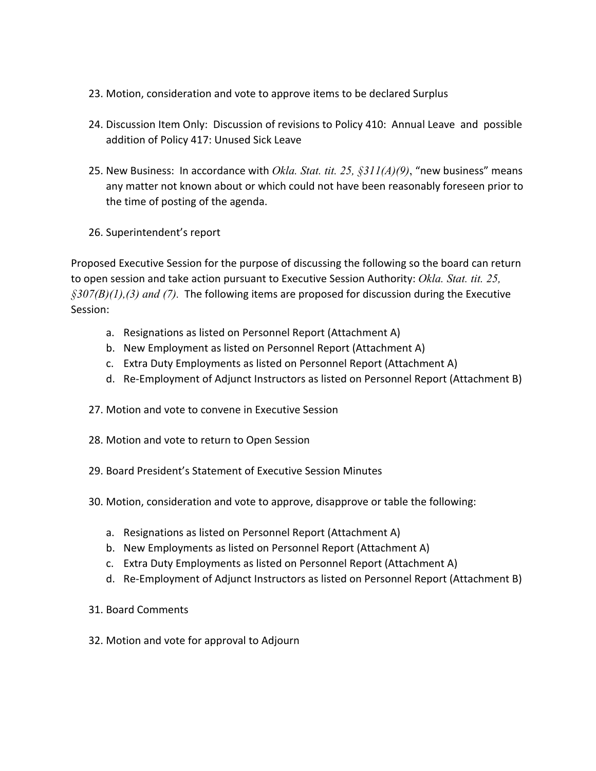23. Motion, consideration and vote to approve items to be declared Surplus

24. Discussion Item Only: Discussion of revisions to Policy 410: Annual Leave and possible addition of Policy 417: Unused Sick Leave

25. New Business: In accordance with *Okla. Stat. tit. 25, §311(A)(9)*, "new business" means any matter not known about or which could not have been reasonably foreseen prior to the time of posting of the agenda.

26. Superintendent's report

Proposed Executive Session for the purpose of discussing the following so the board can return to open session and take action pursuant to Executive Session Authority: *Okla. Stat. tit. 25, §307(B)(1),(3) and (7).* The following items are proposed for discussion during the Executive Session:

a. Resignations as listed on Personnel Report (Attachment A)
b. New Employment as listed on Personnel Report (Attachment A)
c. Extra Duty Employments as listed on Personnel Report (Attachment A)
d. Re-Employment of Adjunct Instructors as listed on Personnel Report (Attachment B)

27. Motion and vote to convene in Executive Session

28. Motion and vote to return to Open Session

29. Board President's Statement of Executive Session Minutes

30. Motion, consideration and vote to approve, disapprove or table the following:

    a. Resignations as listed on Personnel Report (Attachment A)
    b. New Employments as listed on Personnel Report (Attachment A)
    c. Extra Duty Employments as listed on Personnel Report (Attachment A)
    d. Re-Employment of Adjunct Instructors as listed on Personnel Report (Attachment B)

31. Board Comments

32. Motion and vote for approval to Adjourn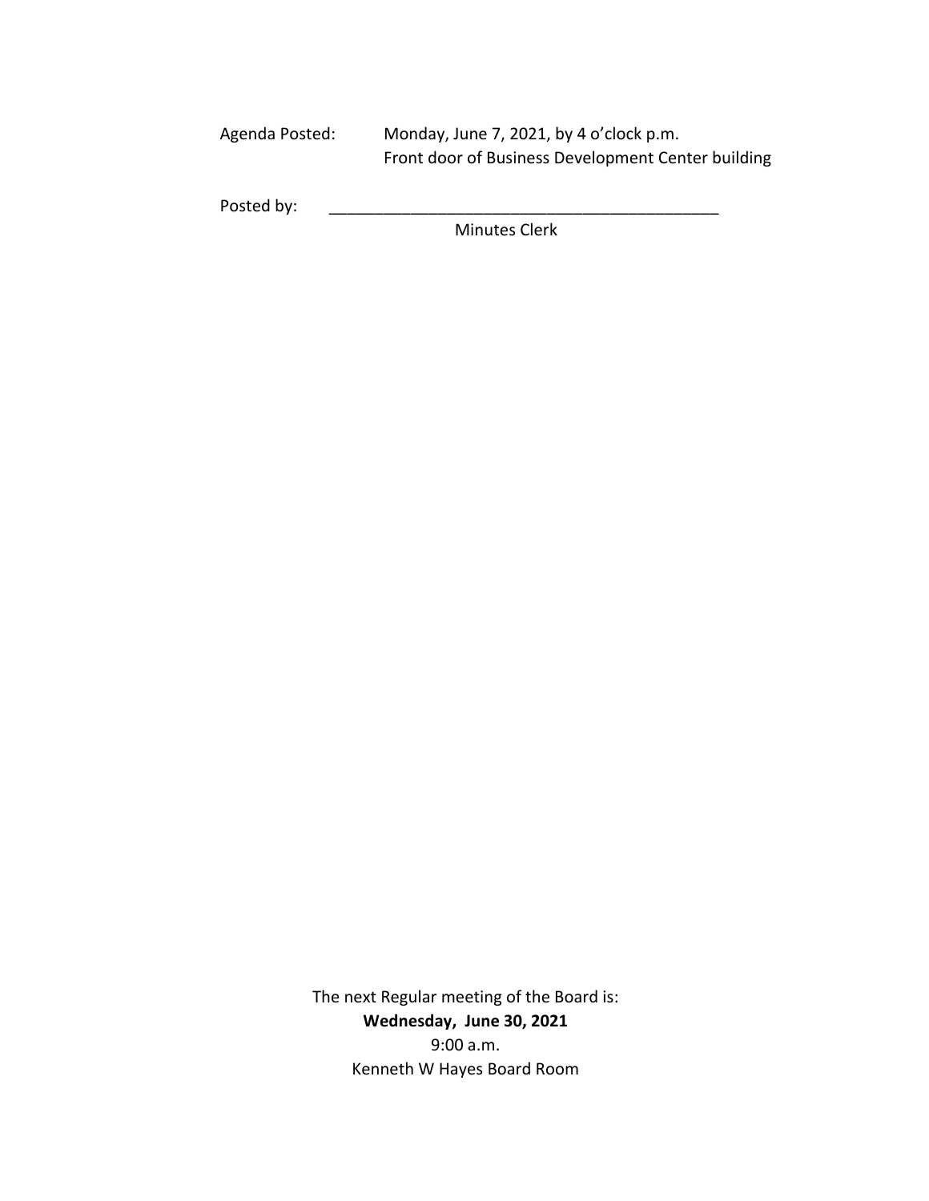Agenda Posted: Monday, June 7, 2021, by 4 o'clock p.m.
Front door of Business Development Center building

Posted by: ____________________________________________
Minutes Clerk

The next Regular meeting of the Board is:

**Wednesday, June 30, 2021**

9:00 a.m.

Kenneth W Hayes Board Room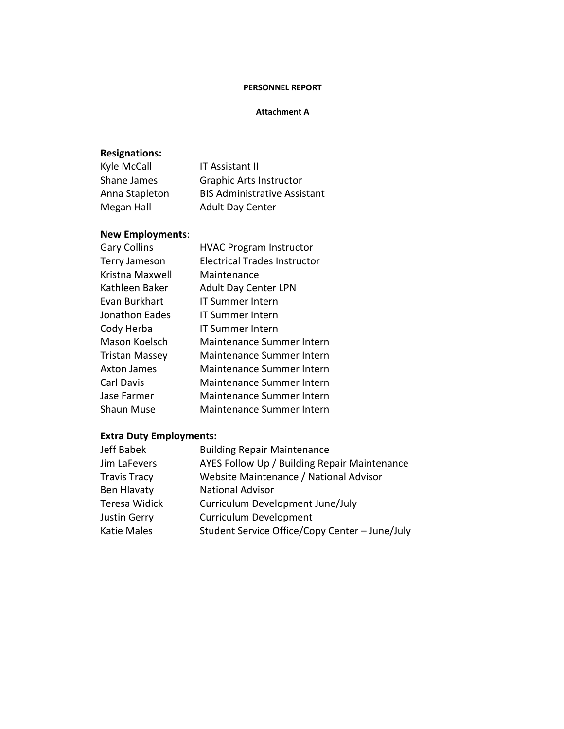**PERSONNEL REPORT**

**Attachment A**

**Resignations:**

| | |
|---|---|
| Kyle McCall | IT Assistant II |
| Shane James | Graphic Arts Instructor |
| Anna Stapleton | BIS Administrative Assistant |
| Megan Hall | Adult Day Center |

**New Employments**:

| | |
|---|---|
| Gary Collins | HVAC Program Instructor |
| Terry Jameson | Electrical Trades Instructor |
| Kristna Maxwell | Maintenance |
| Kathleen Baker | Adult Day Center LPN |
| Evan Burkhart | IT Summer Intern |
| Jonathon Eades | IT Summer Intern |
| Cody Herba | IT Summer Intern |
| Mason Koelsch | Maintenance Summer Intern |
| Tristan Massey | Maintenance Summer Intern |
| Axton James | Maintenance Summer Intern |
| Carl Davis | Maintenance Summer Intern |
| Jase Farmer | Maintenance Summer Intern |
| Shaun Muse | Maintenance Summer Intern |

**Extra Duty Employments:**

| | |
|---|---|
| Jeff Babek | Building Repair Maintenance |
| Jim LaFevers | AYES Follow Up / Building Repair Maintenance |
| Travis Tracy | Website Maintenance / National Advisor |
| Ben Hlavaty | National Advisor |
| Teresa Widick | Curriculum Development June/July |
| Justin Gerry | Curriculum Development |
| Katie Males | Student Service Office/Copy Center – June/July |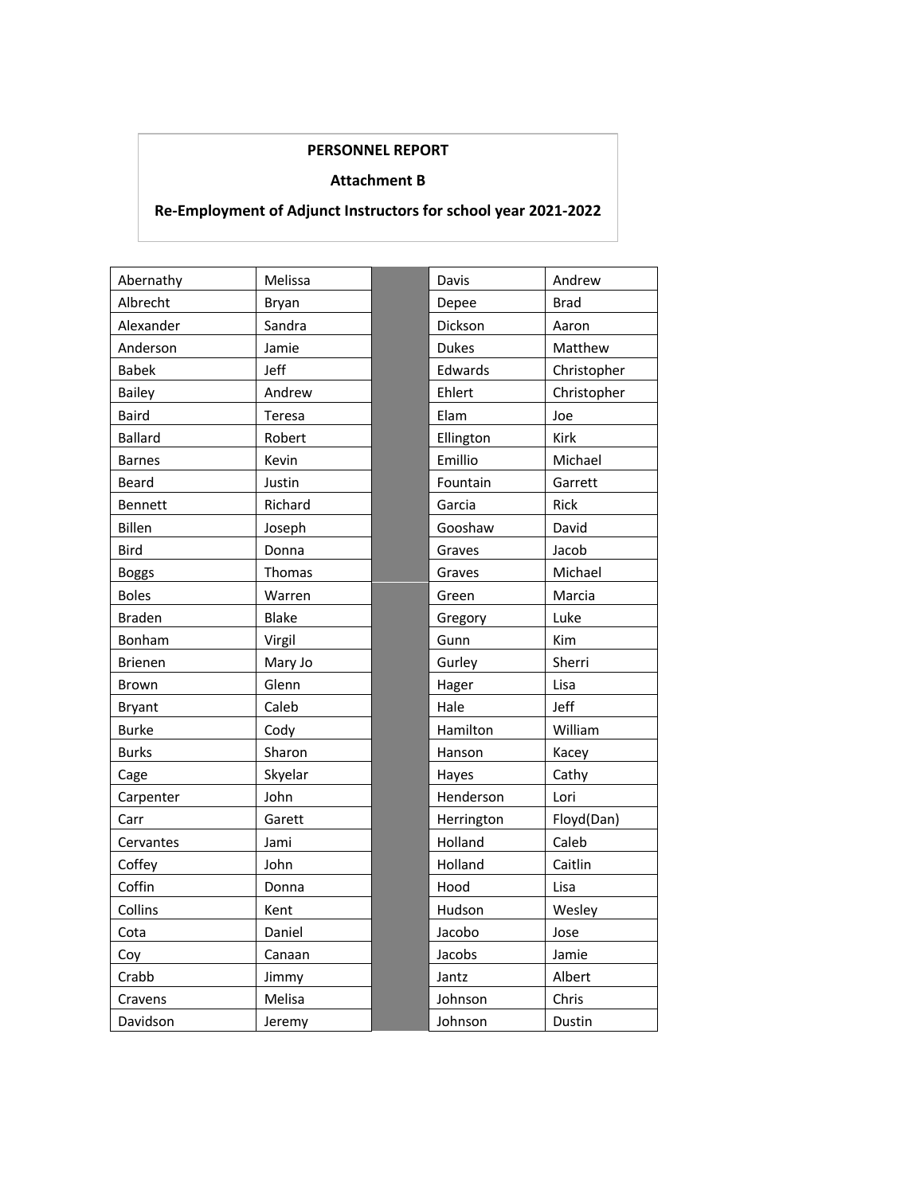**PERSONNEL REPORT**

**Attachment B**

**Re-Employment of Adjunct Instructors for school year 2021-2022**

| Last Name | First Name | Last Name | First Name |
|---|---|---|---|
| Abernathy | Melissa | Davis | Andrew |
| Albrecht | Bryan | Depee | Brad |
| Alexander | Sandra | Dickson | Aaron |
| Anderson | Jamie | Dukes | Matthew |
| Babek | Jeff | Edwards | Christopher |
| Bailey | Andrew | Ehlert | Christopher |
| Baird | Teresa | Elam | Joe |
| Ballard | Robert | Ellington | Kirk |
| Barnes | Kevin | Emillio | Michael |
| Beard | Justin | Fountain | Garrett |
| Bennett | Richard | Garcia | Rick |
| Billen | Joseph | Gooshaw | David |
| Bird | Donna | Graves | Jacob |
| Boggs | Thomas | Graves | Michael |
| Boles | Warren | Green | Marcia |
| Braden | Blake | Gregory | Luke |
| Bonham | Virgil | Gunn | Kim |
| Brienen | Mary Jo | Gurley | Sherri |
| Brown | Glenn | Hager | Lisa |
| Bryant | Caleb | Hale | Jeff |
| Burke | Cody | Hamilton | William |
| Burks | Sharon | Hanson | Kacey |
| Cage | Skyelar | Hayes | Cathy |
| Carpenter | John | Henderson | Lori |
| Carr | Garett | Herrington | Floyd(Dan) |
| Cervantes | Jami | Holland | Caleb |
| Coffey | John | Holland | Caitlin |
| Coffin | Donna | Hood | Lisa |
| Collins | Kent | Hudson | Wesley |
| Cota | Daniel | Jacobo | Jose |
| Coy | Canaan | Jacobs | Jamie |
| Crabb | Jimmy | Jantz | Albert |
| Cravens | Melisa | Johnson | Chris |
| Davidson | Jeremy | Johnson | Dustin |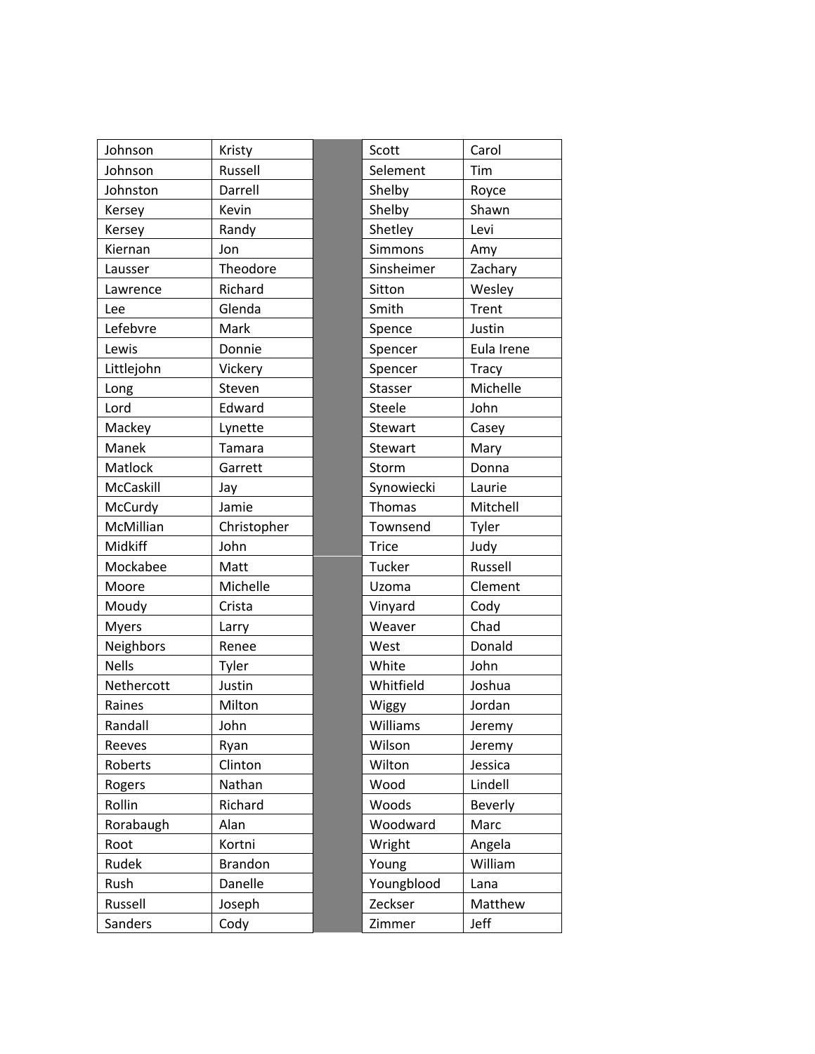| | |
|---|---|
| Johnson | Kristy |
| Johnson | Russell |
| Johnston | Darrell |
| Kersey | Kevin |
| Kersey | Randy |
| Kiernan | Jon |
| Lausser | Theodore |
| Lawrence | Richard |
| Lee | Glenda |
| Lefebvre | Mark |
| Lewis | Donnie |
| Littlejohn | Vickery |
| Long | Steven |
| Lord | Edward |
| Mackey | Lynette |
| Manek | Tamara |
| Matlock | Garrett |
| McCaskill | Jay |
| McCurdy | Jamie |
| McMillian | Christopher |
| Midkiff | John |
| Mockabee | Matt |
| Moore | Michelle |
| Moudy | Crista |
| Myers | Larry |
| Neighbors | Renee |
| Nells | Tyler |
| Nethercott | Justin |
| Raines | Milton |
| Randall | John |
| Reeves | Ryan |
| Roberts | Clinton |
| Rogers | Nathan |
| Rollin | Richard |
| Rorabaugh | Alan |
| Root | Kortni |
| Rudek | Brandon |
| Rush | Danelle |
| Russell | Joseph |
| Sanders | Cody |
| Scott | Carol |
| Selement | Tim |
| Shelby | Royce |
| Shelby | Shawn |
| Shetley | Levi |
| Simmons | Amy |
| Sinsheimer | Zachary |
| Sitton | Wesley |
| Smith | Trent |
| Spence | Justin |
| Spencer | Eula Irene |
| Spencer | Tracy |
| Stasser | Michelle |
| Steele | John |
| Stewart | Casey |
| Stewart | Mary |
| Storm | Donna |
| Synowiecki | Laurie |
| Thomas | Mitchell |
| Townsend | Tyler |
| Trice | Judy |
| Tucker | Russell |
| Uzoma | Clement |
| Vinyard | Cody |
| Weaver | Chad |
| West | Donald |
| White | John |
| Whitfield | Joshua |
| Wiggy | Jordan |
| Williams | Jeremy |
| Wilson | Jeremy |
| Wilton | Jessica |
| Wood | Lindell |
| Woods | Beverly |
| Woodward | Marc |
| Wright | Angela |
| Young | William |
| Youngblood | Lana |
| Zeckser | Matthew |
| Zimmer | Jeff |